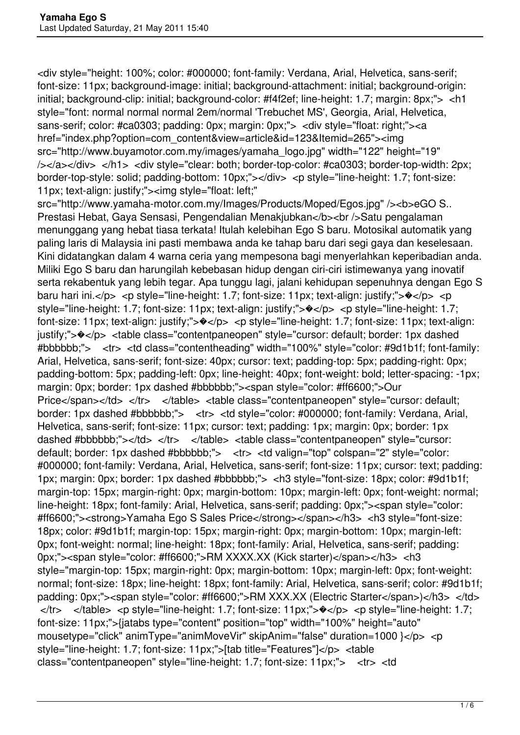```
<div style="height: 100%; color: #000000; font-family: Verdana, Arial, Helvetica, sans-serif; font-size: 11px; background-image: initial; background-attachment: initial; background-origin: initial; background-clip: initial; background-color: #f4f2ef; line-height: 1.7; margin: 8px;"> <h1 style="font: normal normal normal 2em/normal 'Trebuchet MS', Georgia, Arial, Helvetica, sans-serif; color: #ca0303; padding: 0px; margin: 0px;"> <div style="float: right;"><a href="index.php?option=com_content&view=article&id=123&Itemid=265"><img src="http://www.buyamotor.com.my/images/yamaha_logo.jpg" width="122" height="19" /></a></div> </h1> <div style="clear: both; border-top-color: #ca0303; border-top-width: 2px; border-top-style: solid; padding-bottom: 10px;"></div> <p style="line-height: 1.7; font-size: 11px; text-align: justify;"><img style="float: left;" src="http://www.yamaha-motor.com.my/Images/Products/Moped/Egos.jpg" /><b>eGO S.. Prestasi Hebat, Gaya Sensasi, Pengendalian Menakjubkan</b><br />Satu pengalaman menunggang yang hebat tiasa terkata! Itulah kelebihan Ego S baru. Motosikal automatik yang paling laris di Malaysia ini pasti membawa anda ke tahap baru dari segi gaya dan keselesaan. Kini didatangkan dalam 4 warna ceria yang mempesona bagi menyerlahkan keperibadian anda. Miliki Ego S baru dan harungilah kebebasan hidup dengan ciri-ciri istimewanya yang inovatif serta rekabentuk yang lebih tegar. Apa tunggu lagi, jalani kehidupan sepenuhnya dengan Ego S baru hari ini.</p> <p style="line-height: 1.7; font-size: 11px; text-align: justify;">�</p> <p style="line-height: 1.7; font-size: 11px; text-align: justify;">�</p> <p style="line-height: 1.7; font-size: 11px; text-align: justify;">�</p> <p style="line-height: 1.7; font-size: 11px; text-align: justify;">�</p> <table class="contentpaneopen" style="cursor: default; border: 1px dashed #bbbbbb;"> <tr> <td class="contentheading" width="100%" style="color: #9d1b1f; font-family: Arial, Helvetica, sans-serif; font-size: 40px; cursor: text; padding-top: 5px; padding-right: 0px; padding-bottom: 5px; padding-left: 0px; line-height: 40px; font-weight: bold; letter-spacing: -1px; margin: 0px; border: 1px dashed #bbbbbb;"><span style="color: #ff6600;">Our Price</span></td> </tr> </table> <table class="contentpaneopen" style="cursor: default; border: 1px dashed #bbbbbb;"> <tr> <td style="color: #000000; font-family: Verdana, Arial, Helvetica, sans-serif; font-size: 11px; cursor: text; padding: 1px; margin: 0px; border: 1px dashed #bbbbbb;"></td> </tr> </table> <table class="contentpaneopen" style="cursor: default; border: 1px dashed #bbbbbb;"> <tr> <td valign="top" colspan="2" style="color: #000000; font-family: Verdana, Arial, Helvetica, sans-serif; font-size: 11px; cursor: text; padding: 1px; margin: 0px; border: 1px dashed #bbbbbb;"> <h3 style="font-size: 18px; color: #9d1b1f; margin-top: 15px; margin-right: 0px; margin-bottom: 10px; margin-left: 0px; font-weight: normal; line-height: 18px; font-family: Arial, Helvetica, sans-serif; padding: 0px;"><span style="color: #ff6600;"><strong>Yamaha Ego S Sales Price</strong></span></h3> <h3 style="font-size: 18px; color: #9d1b1f; margin-top: 15px; margin-right: 0px; margin-bottom: 10px; margin-left: 0px; font-weight: normal; line-height: 18px; font-family: Arial, Helvetica, sans-serif; padding: 0px;"><span style="color: #ff6600;">RM XXXX.XX (Kick starter)</span></h3> <h3 style="margin-top: 15px; margin-right: 0px; margin-bottom: 10px; margin-left: 0px; font-weight: normal; font-size: 18px; line-height: 18px; font-family: Arial, Helvetica, sans-serif; color: #9d1b1f; padding: 0px;"><span style="color: #ff6600;">RM XXX.XX (Electric Starter</span>)</h3> </td> </tr> </table> <p style="line-height: 1.7; font-size: 11px;">�</p> <p style="line-height: 1.7; font-size: 11px;">{jatabs type="content" position="top" width="100%" height="auto" mousetype="click" animType="animMoveVir" skipAnim="false" duration=1000 }</p> <p style="line-height: 1.7; font-size: 11px;">[tab title="Features"]</p> <table class="contentpaneopen" style="line-height: 1.7; font-size: 11px;"> <tr> <td
```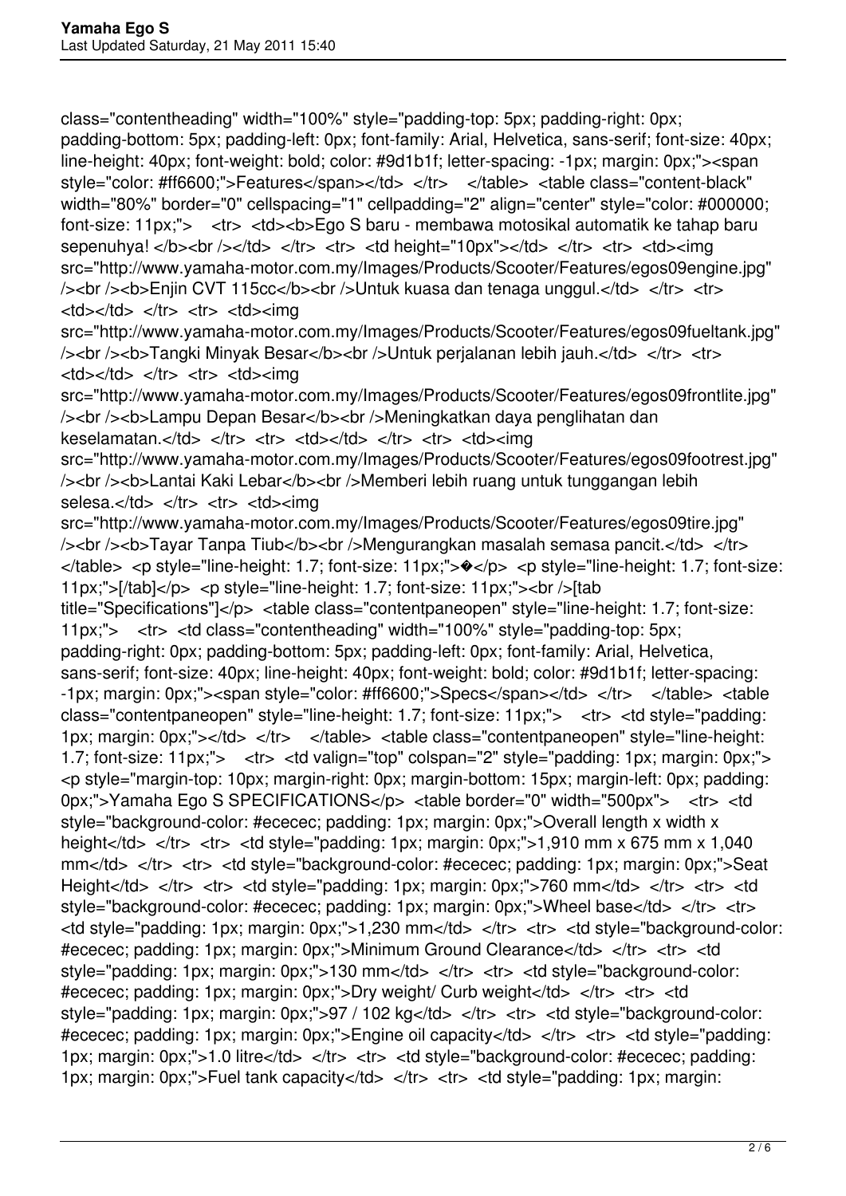class="contentheading" width="100%" style="padding-top: 5px; padding-right: 0px; padding-bottom: 5px; padding-left: 0px; font-family: Arial, Helvetica, sans-serif; font-size: 40px; line-height: 40px; font-weight: bold; color: #9d1b1f; letter-spacing: -1px; margin: 0px;"><span style="color: #ff6600;">Features</span></td> </tr> </table> <table class="content-black" width="80%" border="0" cellspacing="1" cellpadding="2" align="center" style="color: #000000; font-size: 11px;"> <tr> <td><b>Ego S baru - membawa motosikal automatik ke tahap baru sepenuhya! </b><br /></td> </tr> <tr> <td height="10px"></td> </tr> <tr> <td><img src="http://www.yamaha-motor.com.my/Images/Products/Scooter/Features/egos09engine.jpg" /><br /><b>Enjin CVT 115cc</b><br />Untuk kuasa dan tenaga unggul.</td> </tr> <tr> <td></td> </tr> <tr> <td><img src="http://www.yamaha-motor.com.my/Images/Products/Scooter/Features/egos09fueltank.jpg" /><br /><b>Tangki Minyak Besar</b><br />Untuk perjalanan lebih jauh.</td> </tr> <tr> <td></td> </tr> <tr> <td><img src="http://www.yamaha-motor.com.my/Images/Products/Scooter/Features/egos09frontlite.jpg" /><br /><b>Lampu Depan Besar</b><br />Meningkatkan daya penglihatan dan keselamatan.</td> </tr> <tr> <td></td> </tr> <tr> <td><img src="http://www.yamaha-motor.com.my/Images/Products/Scooter/Features/egos09footrest.jpg" /><br /><b>Lantai Kaki Lebar</b><br />Memberi lebih ruang untuk tunggangan lebih selesa.</td> </tr> <tr> <td><img src="http://www.yamaha-motor.com.my/Images/Products/Scooter/Features/egos09tire.jpg" /><br /><b>Tayar Tanpa Tiub</b><br />Mengurangkan masalah semasa pancit.</td> </tr> </table> <p style="line-height: 1.7; font-size: 11px;">�</p> <p style="line-height: 1.7; font-size: 11px;">[/tab]</p> <p style="line-height: 1.7; font-size: 11px;"><br />[tab title="Specifications"]</p> <table class="contentpaneopen" style="line-height: 1.7; font-size: 11px;"> <tr> <td class="contentheading" width="100%" style="padding-top: 5px; padding-right: 0px; padding-bottom: 5px; padding-left: 0px; font-family: Arial, Helvetica, sans-serif; font-size: 40px; line-height: 40px; font-weight: bold; color: #9d1b1f; letter-spacing: -1px; margin: 0px;"><span style="color: #ff6600;">Specs</span></td> </tr> </table> <table class="contentpaneopen" style="line-height: 1.7; font-size: 11px;"> <tr> <td style="padding: 1px; margin: 0px;"></td> </tr> </table> <table class="contentpaneopen" style="line-height: 1.7; font-size: 11px;"> <tr> <td valign="top" colspan="2" style="padding: 1px; margin: 0px;"> <p style="margin-top: 10px; margin-right: 0px; margin-bottom: 15px; margin-left: 0px; padding: 0px;">Yamaha Ego S SPECIFICATIONS</p> <table border="0" width="500px"> <tr> <td style="background-color: #ececec; padding: 1px; margin: 0px;">Overall length x width x height</td> </tr> <tr> <td style="padding: 1px; margin: 0px;">1,910 mm x 675 mm x 1,040 mm</td> </tr> <tr> <td style="background-color: #ececec; padding: 1px; margin: 0px;">Seat Height</td> </tr> <tr> <td style="padding: 1px; margin: 0px;">760 mm</td> </tr> <tr> <td style="background-color: #ececec; padding: 1px; margin: 0px;">Wheel base</td> </tr> <tr> <td style="padding: 1px; margin: 0px;">1,230 mm</td> </tr> <tr> <td style="background-color: #ececec; padding: 1px; margin: 0px;">Minimum Ground Clearance</td> </tr> <tr> <td style="padding: 1px; margin: 0px;">130 mm</td> </tr> <tr> <td style="background-color: #ececec; padding: 1px; margin: 0px;">Dry weight/ Curb weight</td> </tr> <tr> <td style="padding: 1px; margin: 0px;">97 / 102 kg</td> </tr> <tr> <td style="background-color: #ececec; padding: 1px; margin: 0px;">Engine oil capacity</td> </tr> <tr> <td style="padding: 1px; margin: 0px;">1.0 litre</td> </tr> <tr> <td style="background-color: #ececec; padding: 1px; margin: 0px;">Fuel tank capacity</td> </tr> <tr> <td style="padding: 1px; margin: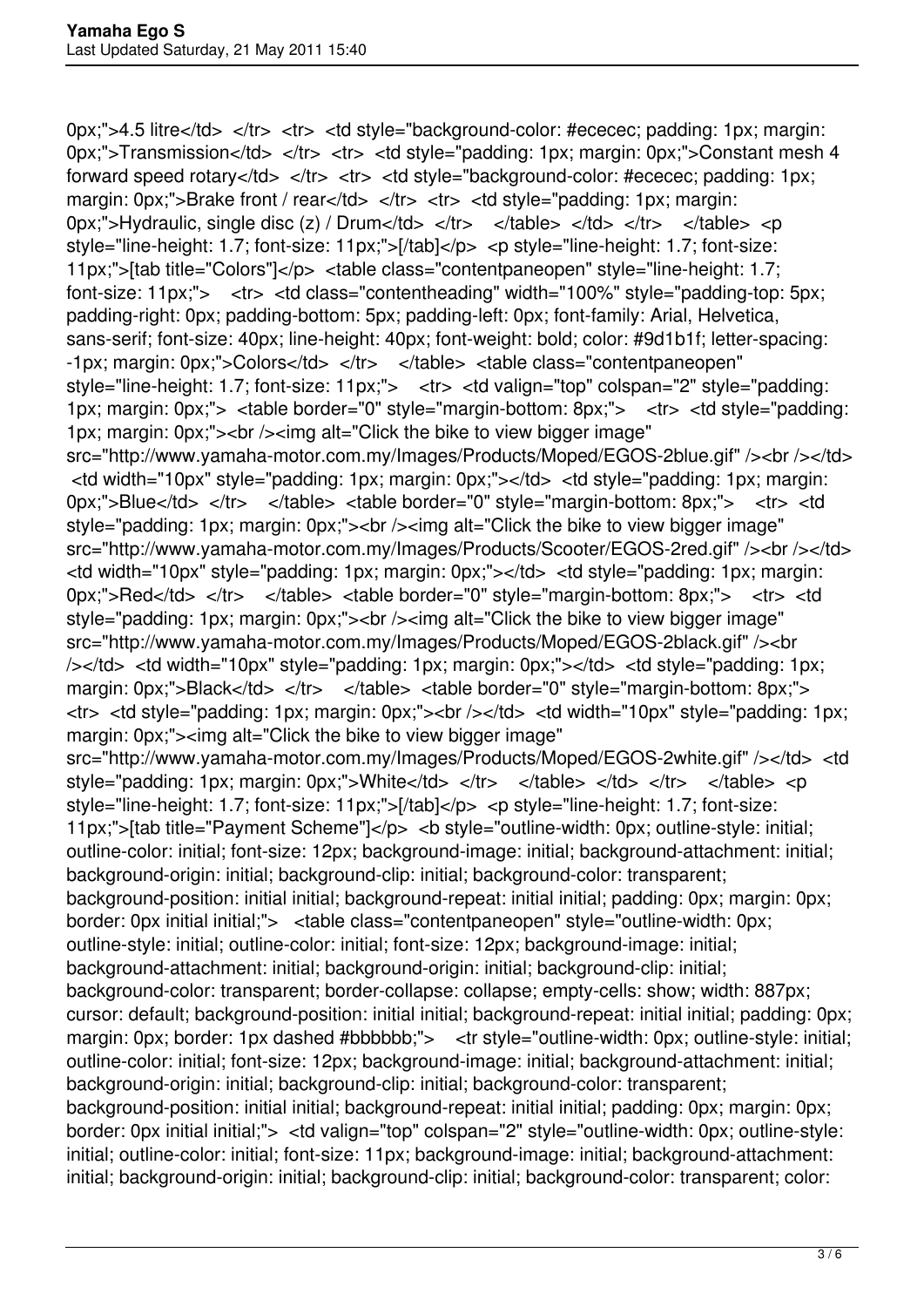0px;">4.5 litre</td> </tr> <tr> <td style="background-color: #ececec; padding: 1px; margin: 0px;">Transmission</td> </tr> <tr> <td style="padding: 1px; margin: 0px;">Constant mesh 4 forward speed rotary</td> </tr> <tr> <td style="background-color: #ececec; padding: 1px; margin: 0px;">Brake front / rear</td> </tr> <tr> <td style="padding: 1px; margin: 0px;">Hydraulic, single disc (z) / Drum</td> </tr> </table> </td> </tr> </table> <p style="line-height: 1.7; font-size: 11px;">[/tab]</p> <p style="line-height: 1.7; font-size: 11px;">[tab title="Colors"]</p> <table class="contentpaneopen" style="line-height: 1.7; font-size: 11px;"> <tr> <td class="contentheading" width="100%" style="padding-top: 5px; padding-right: 0px; padding-bottom: 5px; padding-left: 0px; font-family: Arial, Helvetica, sans-serif; font-size: 40px; line-height: 40px; font-weight: bold; color: #9d1b1f; letter-spacing: -1px; margin: 0px;">Colors</td> </tr> </table> <table class="contentpaneopen" style="line-height: 1.7; font-size: 11px;"> <tr> <td valign="top" colspan="2" style="padding: 1px; margin: 0px;"> <table border="0" style="margin-bottom: 8px;"> <tr> <td style="padding: 1px; margin: 0px;"><br /><img alt="Click the bike to view bigger image" src="http://www.yamaha-motor.com.my/Images/Products/Moped/EGOS-2blue.gif" /><br /></td> <td width="10px" style="padding: 1px; margin: 0px;"></td> <td style="padding: 1px; margin: 0px;">Blue</td> </tr> </table> <table border="0" style="margin-bottom: 8px;"> <tr> <td style="padding: 1px; margin: 0px;"><br /><img alt="Click the bike to view bigger image" src="http://www.yamaha-motor.com.my/Images/Products/Scooter/EGOS-2red.gif" /><br /></td> <td width="10px" style="padding: 1px; margin: 0px;"></td> <td style="padding: 1px; margin: 0px;">Red</td> </tr> </table> <table border="0" style="margin-bottom: 8px;"> <tr> <td style="padding: 1px; margin: 0px;"><br /><img alt="Click the bike to view bigger image" src="http://www.yamaha-motor.com.my/Images/Products/Moped/EGOS-2black.gif" /><br /></td> <td width="10px" style="padding: 1px; margin: 0px;"></td> <td style="padding: 1px; margin: 0px;">Black</td> </tr> </table> <table border="0" style="margin-bottom: 8px;"> <tr> <td style="padding: 1px; margin: 0px;"><br /></td> <td width="10px" style="padding: 1px; margin: 0px;"><img alt="Click the bike to view bigger image" src="http://www.yamaha-motor.com.my/Images/Products/Moped/EGOS-2white.gif" /></td> <td style="padding: 1px; margin: 0px;">White</td> </tr> </table> </td> </tr> </table> <p style="line-height: 1.7; font-size: 11px;">[/tab]</p> <p style="line-height: 1.7; font-size: 11px;">[tab title="Payment Scheme"]</p> <b style="outline-width: 0px; outline-style: initial; outline-color: initial; font-size: 12px; background-image: initial; background-attachment: initial; background-origin: initial; background-clip: initial; background-color: transparent; background-position: initial initial; background-repeat: initial initial; padding: 0px; margin: 0px; border: 0px initial initial;"> <table class="contentpaneopen" style="outline-width: 0px; outline-style: initial; outline-color: initial; font-size: 12px; background-image: initial; background-attachment: initial; background-origin: initial; background-clip: initial; background-color: transparent; border-collapse: collapse; empty-cells: show; width: 887px; cursor: default; background-position: initial initial; background-repeat: initial initial; padding: 0px; margin: 0px; border: 1px dashed #bbbbbb;"> <tr style="outline-width: 0px; outline-style: initial; outline-color: initial; font-size: 12px; background-image: initial; background-attachment: initial; background-origin: initial; background-clip: initial; background-color: transparent; background-position: initial initial; background-repeat: initial initial; padding: 0px; margin: 0px; border: 0px initial initial;"> <td valign="top" colspan="2" style="outline-width: 0px; outline-style: initial; outline-color: initial; font-size: 11px; background-image: initial; background-attachment: initial; background-origin: initial; background-clip: initial; background-color: transparent; color: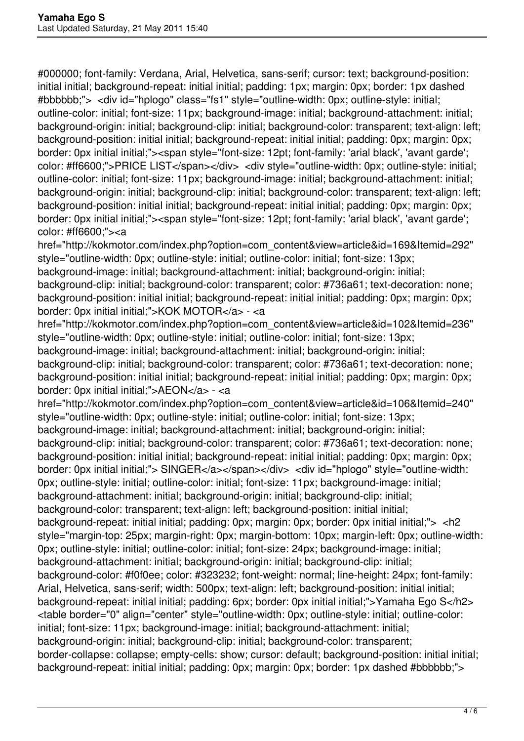#000000; font-family: Verdana, Arial, Helvetica, sans-serif; cursor: text; background-position: initial initial; background-repeat: initial initial; padding: 1px; margin: 0px; border: 1px dashed #bbbbbb;"> <div id="hplogo" class="fs1" style="outline-width: 0px; outline-style: initial; outline-color: initial; font-size: 11px; background-image: initial; background-attachment: initial; background-origin: initial; background-clip: initial; background-color: transparent; text-align: left; background-position: initial initial; background-repeat: initial initial; padding: 0px; margin: 0px; border: 0px initial initial;"><span style="font-size: 12pt; font-family: 'arial black', 'avant garde'; color: #ff6600;">PRICE LIST</span></div> <div style="outline-width: 0px; outline-style: initial; outline-color: initial; font-size: 11px; background-image: initial; background-attachment: initial; background-origin: initial; background-clip: initial; background-color: transparent; text-align: left; background-position: initial initial; background-repeat: initial initial; padding: 0px; margin: 0px; border: 0px initial initial;"><span style="font-size: 12pt; font-family: 'arial black', 'avant garde'; color: #ff6600;"><a href="http://kokmotor.com/index.php?option=com_content&view=article&id=169&Itemid=292" style="outline-width: 0px; outline-style: initial; outline-color: initial; font-size: 13px; background-image: initial; background-attachment: initial; background-origin: initial; background-clip: initial; background-color: transparent; color: #736a61; text-decoration: none; background-position: initial initial; background-repeat: initial initial; padding: 0px; margin: 0px; border: 0px initial initial;">KOK MOTOR</a> - <a href="http://kokmotor.com/index.php?option=com_content&view=article&id=102&Itemid=236" style="outline-width: 0px; outline-style: initial; outline-color: initial; font-size: 13px; background-image: initial; background-attachment: initial; background-origin: initial; background-clip: initial; background-color: transparent; color: #736a61; text-decoration: none; background-position: initial initial; background-repeat: initial initial; padding: 0px; margin: 0px; border: 0px initial initial;">AEON</a> - <a href="http://kokmotor.com/index.php?option=com_content&view=article&id=106&Itemid=240" style="outline-width: 0px; outline-style: initial; outline-color: initial; font-size: 13px; background-image: initial; background-attachment: initial; background-origin: initial; background-clip: initial; background-color: transparent; color: #736a61; text-decoration: none; background-position: initial initial; background-repeat: initial initial; padding: 0px; margin: 0px; border: 0px initial initial;"> SINGER</a></span></div> <div id="hplogo" style="outline-width: 0px; outline-style: initial; outline-color: initial; font-size: 11px; background-image: initial; background-attachment: initial; background-origin: initial; background-clip: initial; background-color: transparent; text-align: left; background-position: initial initial; background-repeat: initial initial; padding: 0px; margin: 0px; border: 0px initial initial;"> <h2 style="margin-top: 25px; margin-right: 0px; margin-bottom: 10px; margin-left: 0px; outline-width: 0px; outline-style: initial; outline-color: initial; font-size: 24px; background-image: initial; background-attachment: initial; background-origin: initial; background-clip: initial; background-color: #f0f0ee; color: #323232; font-weight: normal; line-height: 24px; font-family: Arial, Helvetica, sans-serif; width: 500px; text-align: left; background-position: initial initial; background-repeat: initial initial; padding: 6px; border: 0px initial initial;">Yamaha Ego S</h2> <table border="0" align="center" style="outline-width: 0px; outline-style: initial; outline-color: initial; font-size: 11px; background-image: initial; background-attachment: initial; background-origin: initial; background-clip: initial; background-color: transparent; border-collapse: collapse; empty-cells: show; cursor: default; background-position: initial initial; background-repeat: initial initial; padding: 0px; margin: 0px; border: 1px dashed #bbbbbb;">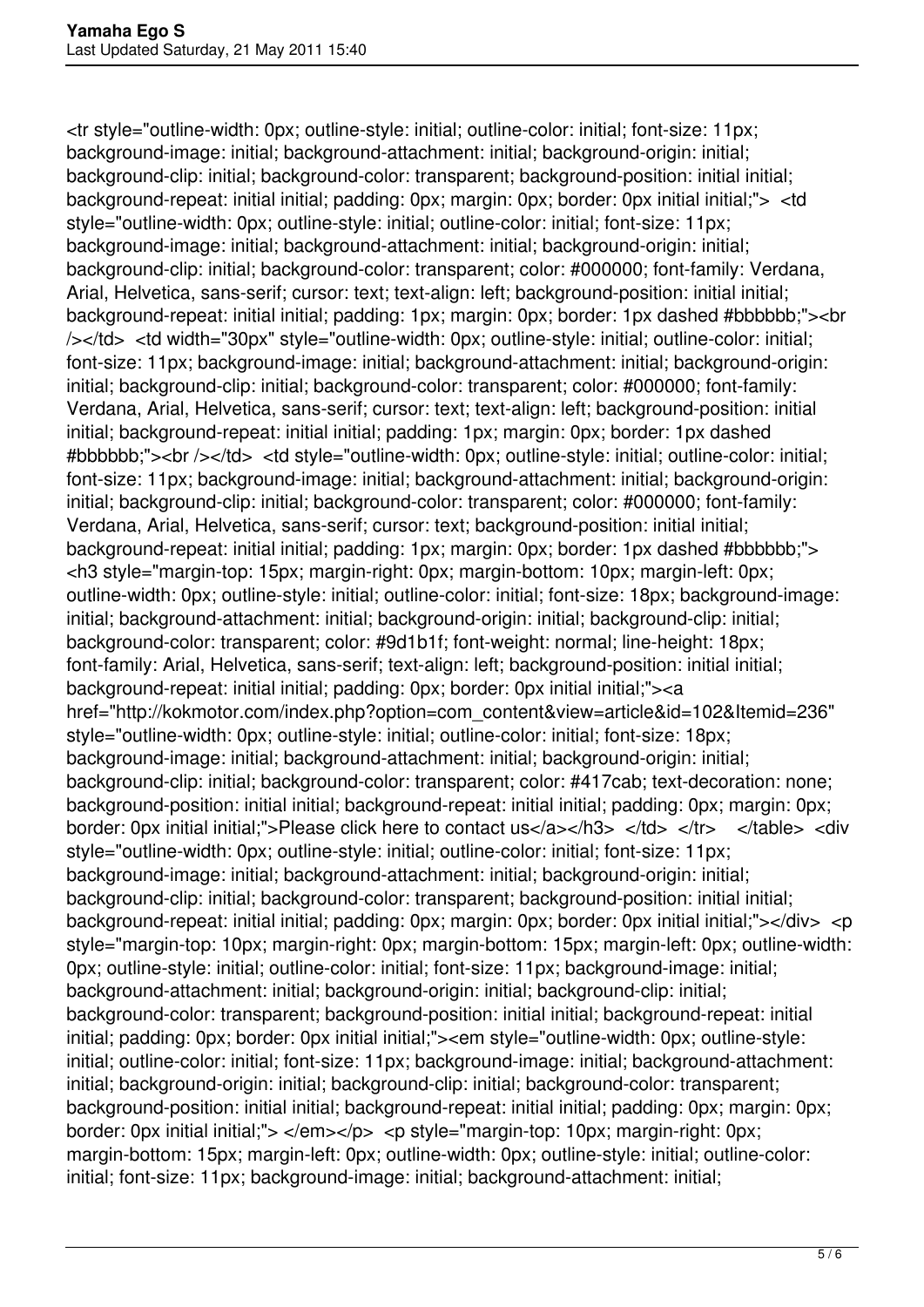<tr style="outline-width: 0px; outline-style: initial; outline-color: initial; font-size: 11px; background-image: initial; background-attachment: initial; background-origin: initial; background-clip: initial; background-color: transparent; background-position: initial initial; background-repeat: initial initial; padding: 0px; margin: 0px; border: 0px initial initial;"> <td style="outline-width: 0px; outline-style: initial; outline-color: initial; font-size: 11px; background-image: initial; background-attachment: initial; background-origin: initial; background-clip: initial; background-color: transparent; color: #000000; font-family: Verdana, Arial, Helvetica, sans-serif; cursor: text; text-align: left; background-position: initial initial; background-repeat: initial initial; padding: 1px; margin: 0px; border: 1px dashed #bbbbbb;"><br /></td> <td width="30px" style="outline-width: 0px; outline-style: initial; outline-color: initial; font-size: 11px; background-image: initial; background-attachment: initial; background-origin: initial; background-clip: initial; background-color: transparent; color: #000000; font-family: Verdana, Arial, Helvetica, sans-serif; cursor: text; text-align: left; background-position: initial initial; background-repeat: initial initial; padding: 1px; margin: 0px; border: 1px dashed #bbbbbb;"><br /></td> <td style="outline-width: 0px; outline-style: initial; outline-color: initial; font-size: 11px; background-image: initial; background-attachment: initial; background-origin: initial; background-clip: initial; background-color: transparent; color: #000000; font-family: Verdana, Arial, Helvetica, sans-serif; cursor: text; background-position: initial initial; background-repeat: initial initial; padding: 1px; margin: 0px; border: 1px dashed #bbbbbb;"> <h3 style="margin-top: 15px; margin-right: 0px; margin-bottom: 10px; margin-left: 0px; outline-width: 0px; outline-style: initial; outline-color: initial; font-size: 18px; background-image: initial; background-attachment: initial; background-origin: initial; background-clip: initial; background-color: transparent; color: #9d1b1f; font-weight: normal; line-height: 18px; font-family: Arial, Helvetica, sans-serif; text-align: left; background-position: initial initial; background-repeat: initial initial; padding: 0px; border: 0px initial initial;"><a href="http://kokmotor.com/index.php?option=com_content&view=article&id=102&Itemid=236" style="outline-width: 0px; outline-style: initial; outline-color: initial; font-size: 18px; background-image: initial; background-attachment: initial; background-origin: initial; background-clip: initial; background-color: transparent; color: #417cab; text-decoration: none; background-position: initial initial; background-repeat: initial initial; padding: 0px; margin: 0px; border: 0px initial initial;">Please click here to contact us</a></h3> </td> </tr> </table> <div style="outline-width: 0px; outline-style: initial; outline-color: initial; font-size: 11px; background-image: initial; background-attachment: initial; background-origin: initial; background-clip: initial; background-color: transparent; background-position: initial initial; background-repeat: initial initial; padding: 0px; margin: 0px; border: 0px initial initial;"></div> <p style="margin-top: 10px; margin-right: 0px; margin-bottom: 15px; margin-left: 0px; outline-width: 0px; outline-style: initial; outline-color: initial; font-size: 11px; background-image: initial; background-attachment: initial; background-origin: initial; background-clip: initial; background-color: transparent; background-position: initial initial; background-repeat: initial initial; padding: 0px; border: 0px initial initial;"><em style="outline-width: 0px; outline-style: initial; outline-color: initial; font-size: 11px; background-image: initial; background-attachment: initial; background-origin: initial; background-clip: initial; background-color: transparent; background-position: initial initial; background-repeat: initial initial; padding: 0px; margin: 0px; border: 0px initial initial;"> </em></p> <p style="margin-top: 10px; margin-right: 0px; margin-bottom: 15px; margin-left: 0px; outline-width: 0px; outline-style: initial; outline-color: initial; font-size: 11px; background-image: initial; background-attachment: initial;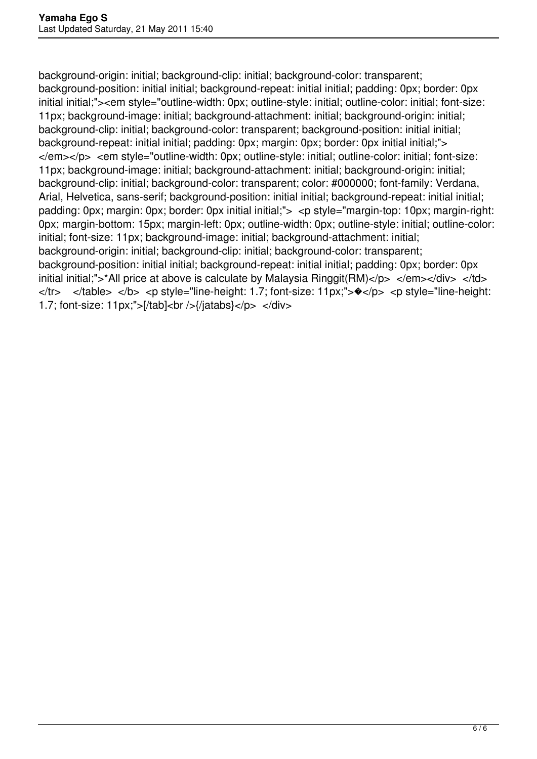background-origin: initial; background-clip: initial; background-color: transparent; background-position: initial initial; background-repeat: initial initial; padding: 0px; border: 0px initial initial;"><em style="outline-width: 0px; outline-style: initial; outline-color: initial; font-size: 11px; background-image: initial; background-attachment: initial; background-origin: initial; background-clip: initial; background-color: transparent; background-position: initial initial; background-repeat: initial initial; padding: 0px; margin: 0px; border: 0px initial initial;"> </em></p> <em style="outline-width: 0px; outline-style: initial; outline-color: initial; font-size: 11px; background-image: initial; background-attachment: initial; background-origin: initial; background-clip: initial; background-color: transparent; color: #000000; font-family: Verdana, Arial, Helvetica, sans-serif; background-position: initial initial; background-repeat: initial initial; padding: 0px; margin: 0px; border: 0px initial initial;"> <p style="margin-top: 10px; margin-right: 0px; margin-bottom: 15px; margin-left: 0px; outline-width: 0px; outline-style: initial; outline-color: initial; font-size: 11px; background-image: initial; background-attachment: initial; background-origin: initial; background-clip: initial; background-color: transparent; background-position: initial initial; background-repeat: initial initial; padding: 0px; border: 0px initial initial;">*All price at above is calculate by Malaysia Ringgit(RM)</p> </em></div> </td> </tr> </table> </b> <p style="line-height: 1.7; font-size: 11px;">�</p> <p style="line-height: 1.7; font-size: 11px;">[/tab]<br />{/jatabs}</p> </div>